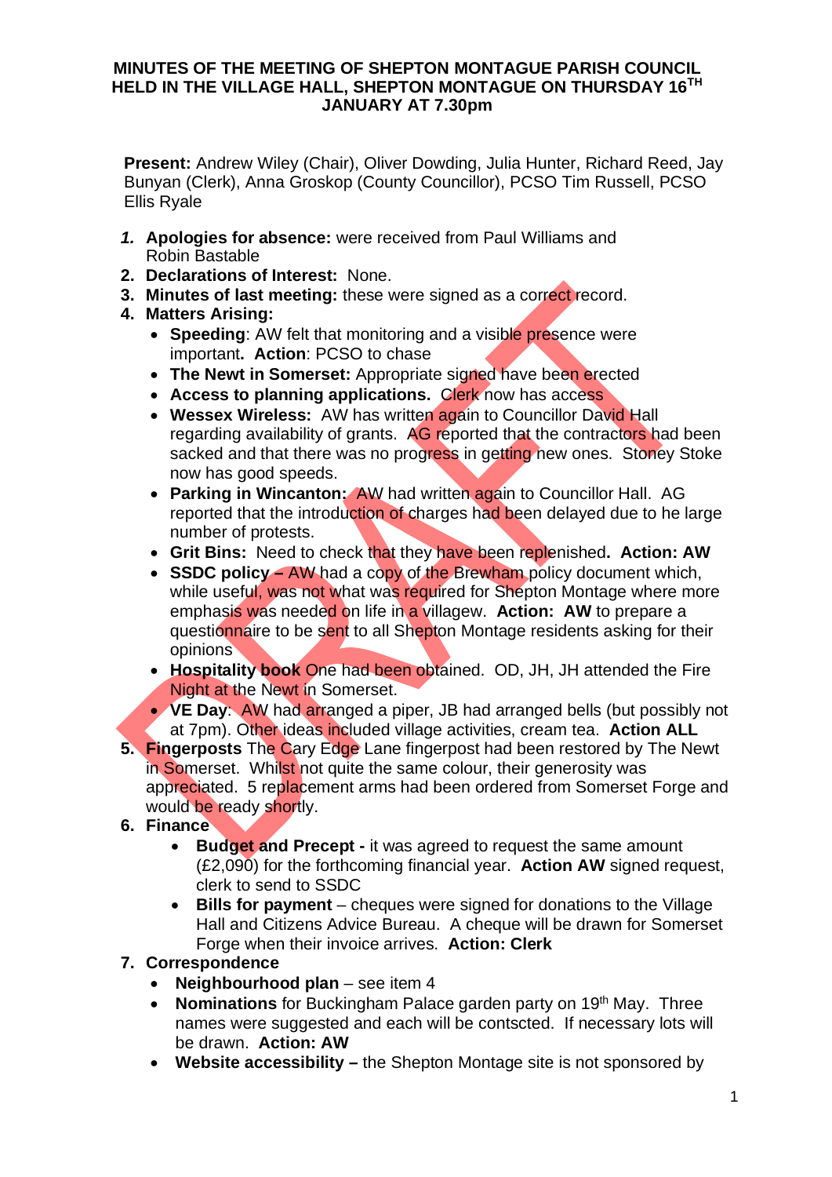# MINUTES OF THE MEETING OF SHEPTON MONTAGUE PARISH COUNCIL HELD IN THE VILLAGE HALL, SHEPTON MONTAGUE ON THURSDAY 16TH JANUARY AT 7.30pm

**Present:** Andrew Wiley (Chair), Oliver Dowding, Julia Hunter, Richard Reed, Jay Bunyan (Clerk), Anna Groskop (County Councillor), PCSO Tim Russell, PCSO Ellis Ryale

1. **Apologies for absence:** were received from Paul Williams and Robin Bastable
2. **Declarations of Interest:** None.
3. **Minutes of last meeting:** these were signed as a correct record.
4. **Matters Arising:**
   - **Speeding**: AW felt that monitoring and a visible presence were important. **Action**: PCSO to chase
   - **The Newt in Somerset:** Appropriate signed have been erected
   - **Access to planning applications.** Clerk now has access
   - **Wessex Wireless:** AW has written again to Councillor David Hall regarding availability of grants. AG reported that the contractors had been sacked and that there was no progress in getting new ones. Stoney Stoke now has good speeds.
   - **Parking in Wincanton:** AW had written again to Councillor Hall. AG reported that the introduction of charges had been delayed due to he large number of protests.
   - **Grit Bins:** Need to check that they have been replenished. **Action: AW**
   - **SSDC policy –** AW had a copy of the Brewham policy document which, while useful, was not what was required for Shepton Montage where more emphasis was needed on life in a villagew. **Action: AW** to prepare a questionnaire to be sent to all Shepton Montage residents asking for their opinions
   - **Hospitality book** One had been obtained. OD, JH, JH attended the Fire Night at the Newt in Somerset.
   - **VE Day**: AW had arranged a piper, JB had arranged bells (but possibly not at 7pm). Other ideas included village activities, cream tea. **Action ALL**
5. **Fingerposts** The Cary Edge Lane fingerpost had been restored by The Newt in Somerset. Whilst not quite the same colour, their generosity was appreciated. 5 replacement arms had been ordered from Somerset Forge and would be ready shortly.
6. **Finance**
   - **Budget and Precept -** it was agreed to request the same amount (£2,090) for the forthcoming financial year. **Action AW** signed request, clerk to send to SSDC
   - **Bills for payment** – cheques were signed for donations to the Village Hall and Citizens Advice Bureau. A cheque will be drawn for Somerset Forge when their invoice arrives. **Action: Clerk**
7. **Correspondence**
   - **Neighbourhood plan** – see item 4
   - **Nominations** for Buckingham Palace garden party on 19th May. Three names were suggested and each will be contscted. If necessary lots will be drawn. **Action: AW**
   - **Website accessibility –** the Shepton Montage site is not sponsored by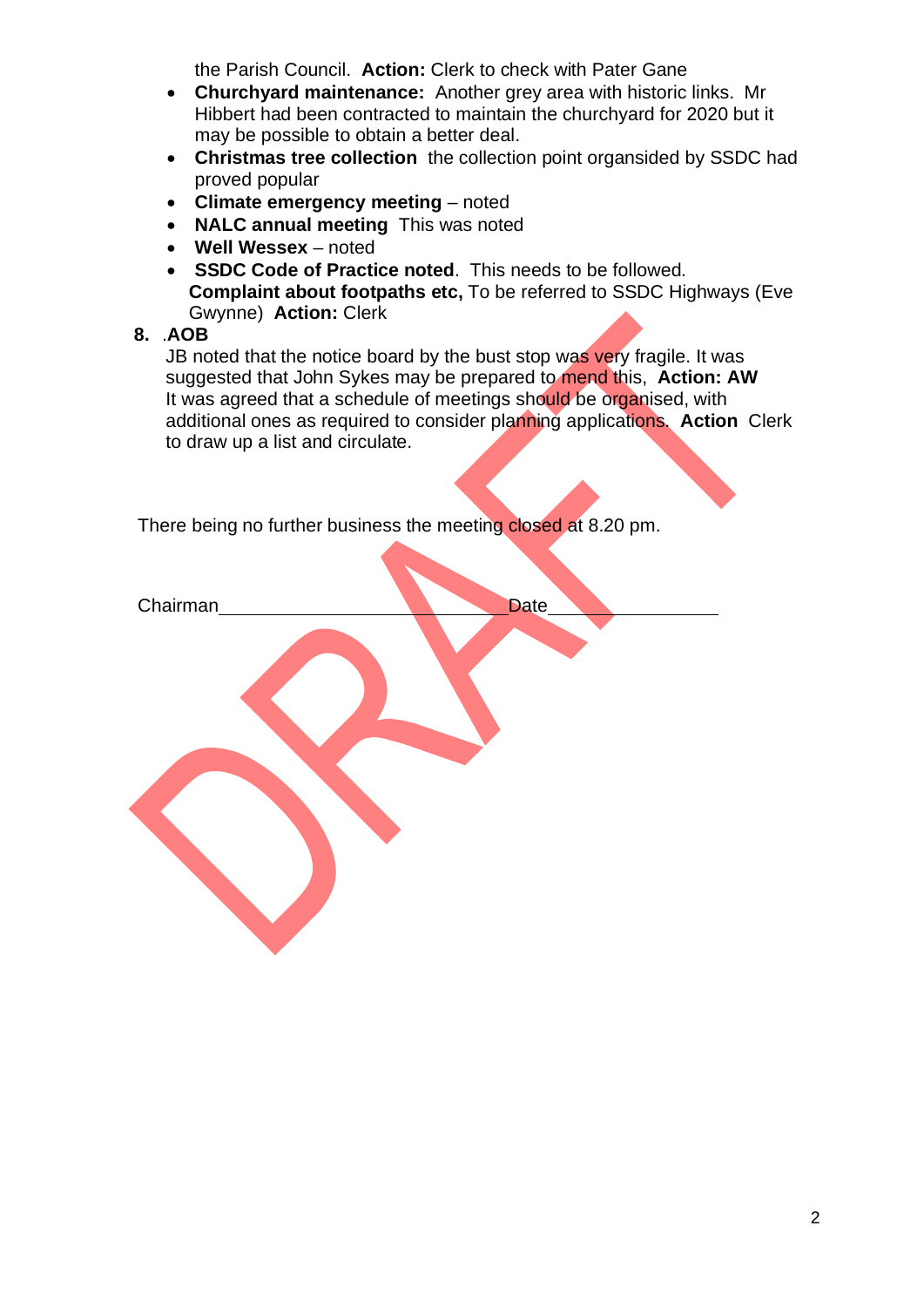the Parish Council. **Action:** Clerk to check with Pater Gane

- **Churchyard maintenance:** Another grey area with historic links. Mr Hibbert had been contracted to maintain the churchyard for 2020 but it may be possible to obtain a better deal.
- **Christmas tree collection** the collection point organsided by SSDC had proved popular
- **Climate emergency meeting** – noted
- **NALC annual meeting** This was noted
- **Well Wessex** – noted
- **SSDC Code of Practice noted**. This needs to be followed.

**Complaint about footpaths etc,** To be referred to SSDC Highways (Eve Gwynne) **Action:** Clerk

**8.** .**AOB**

JB noted that the notice board by the bust stop was very fragile. It was suggested that John Sykes may be prepared to mend this, **Action: AW**
It was agreed that a schedule of meetings should be organised, with additional ones as required to consider planning applications. **Action** Clerk to draw up a list and circulate.

There being no further business the meeting closed at 8.20 pm.

Chairman\_\_\_\_\_\_\_\_\_\_\_\_\_\_\_\_\_\_\_\_\_\_\_\_\_\_\_\_\_\_\_\_Date\_\_\_\_\_\_\_\_\_\_\_\_\_\_\_\_\_\_\_\_

DRAFT